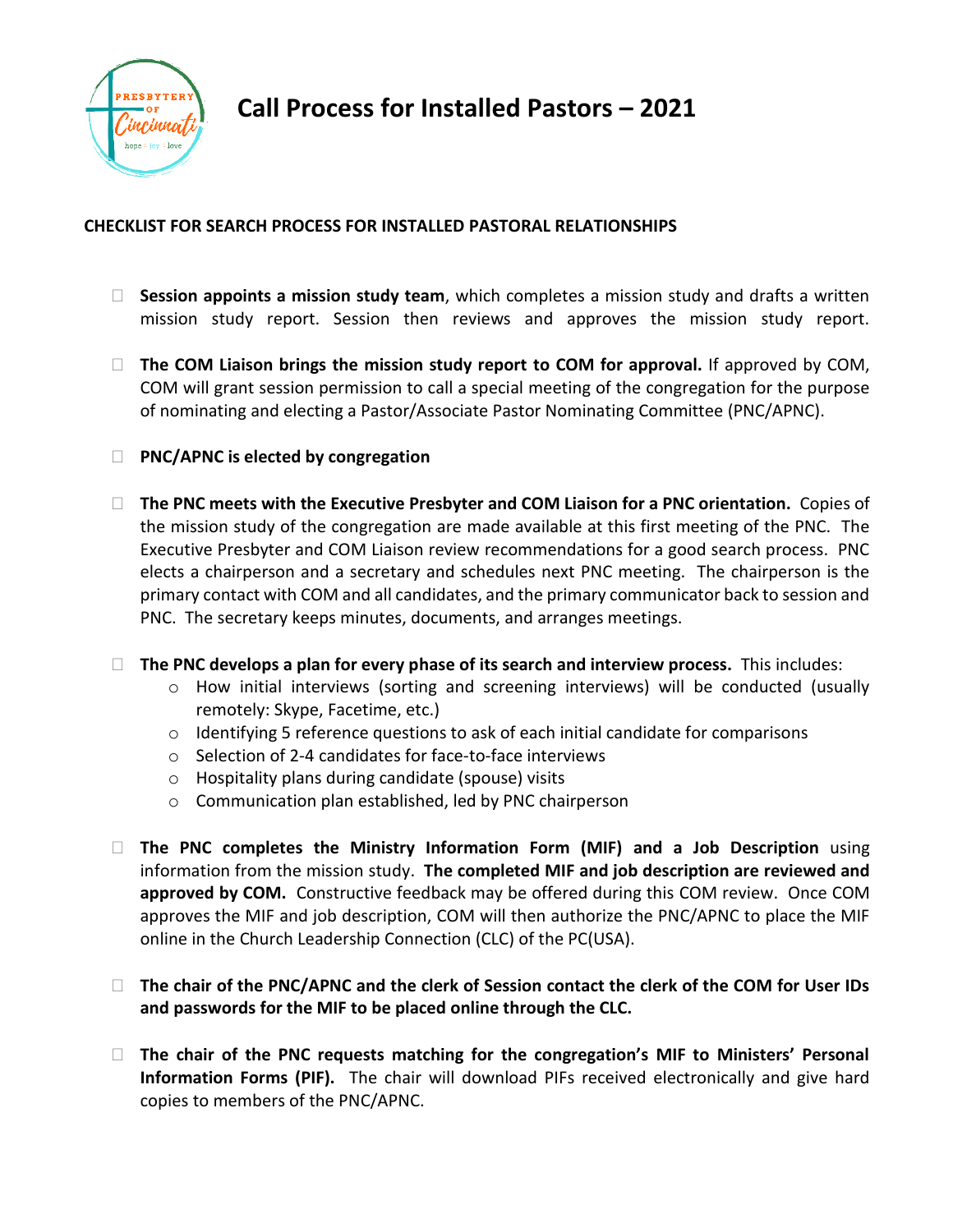# Call Process for Installed Pastors – 2021

**CHECKLIST FOR SEARCH PROCESS FOR INSTALLED PASTORAL RELATIONSHIPS**

- ☐ **Session appoints a mission study team**, which completes a mission study and drafts a written mission study report. Session then reviews and approves the mission study report.

- ☐ **The COM Liaison brings the mission study report to COM for approval.** If approved by COM, COM will grant session permission to call a special meeting of the congregation for the purpose of nominating and electing a Pastor/Associate Pastor Nominating Committee (PNC/APNC).

- ☐ **PNC/APNC is elected by congregation**

- ☐ **The PNC meets with the Executive Presbyter and COM Liaison for a PNC orientation.** Copies of the mission study of the congregation are made available at this first meeting of the PNC. The Executive Presbyter and COM Liaison review recommendations for a good search process. PNC elects a chairperson and a secretary and schedules next PNC meeting. The chairperson is the primary contact with COM and all candidates, and the primary communicator back to session and PNC. The secretary keeps minutes, documents, and arranges meetings.

- ☐ **The PNC develops a plan for every phase of its search and interview process.** This includes:
  - How initial interviews (sorting and screening interviews) will be conducted (usually remotely: Skype, Facetime, etc.)
  - Identifying 5 reference questions to ask of each initial candidate for comparisons
  - Selection of 2-4 candidates for face-to-face interviews
  - Hospitality plans during candidate (spouse) visits
  - Communication plan established, led by PNC chairperson

- ☐ **The PNC completes the Ministry Information Form (MIF) and a Job Description** using information from the mission study. **The completed MIF and job description are reviewed and approved by COM.** Constructive feedback may be offered during this COM review. Once COM approves the MIF and job description, COM will then authorize the PNC/APNC to place the MIF online in the Church Leadership Connection (CLC) of the PC(USA).

- ☐ **The chair of the PNC/APNC and the clerk of Session contact the clerk of the COM for User IDs and passwords for the MIF to be placed online through the CLC.**

- ☐ **The chair of the PNC requests matching for the congregation's MIF to Ministers' Personal Information Forms (PIF).** The chair will download PIFs received electronically and give hard copies to members of the PNC/APNC.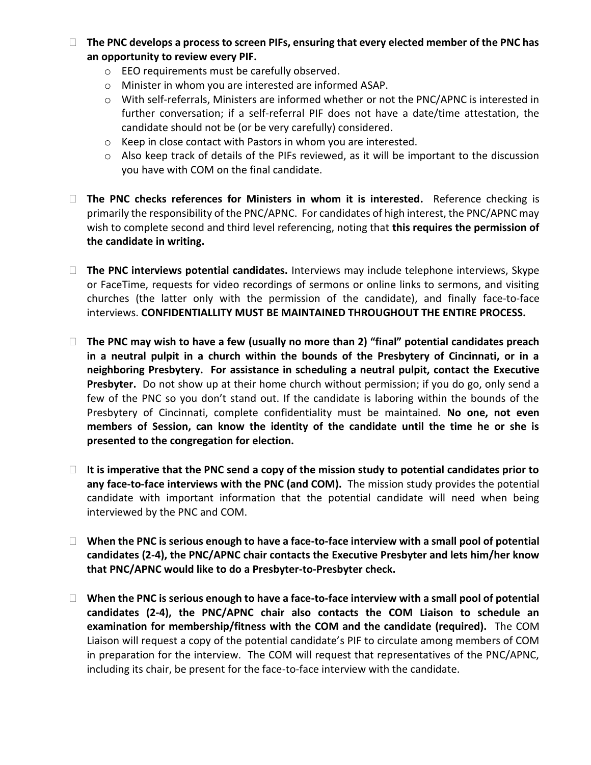- **The PNC develops a process to screen PIFs, ensuring that every elected member of the PNC has an opportunity to review every PIF.**
  - EEO requirements must be carefully observed.
  - Minister in whom you are interested are informed ASAP.
  - With self-referrals, Ministers are informed whether or not the PNC/APNC is interested in further conversation; if a self-referral PIF does not have a date/time attestation, the candidate should not be (or be very carefully) considered.
  - Keep in close contact with Pastors in whom you are interested.
  - Also keep track of details of the PIFs reviewed, as it will be important to the discussion you have with COM on the final candidate.

- **The PNC checks references for Ministers in whom it is interested.** Reference checking is primarily the responsibility of the PNC/APNC. For candidates of high interest, the PNC/APNC may wish to complete second and third level referencing, noting that **this requires the permission of the candidate in writing.**

- **The PNC interviews potential candidates.** Interviews may include telephone interviews, Skype or FaceTime, requests for video recordings of sermons or online links to sermons, and visiting churches (the latter only with the permission of the candidate), and finally face-to-face interviews. **CONFIDENTIALLITY MUST BE MAINTAINED THROUGHOUT THE ENTIRE PROCESS.**

- **The PNC may wish to have a few (usually no more than 2) "final" potential candidates preach in a neutral pulpit in a church within the bounds of the Presbytery of Cincinnati, or in a neighboring Presbytery. For assistance in scheduling a neutral pulpit, contact the Executive Presbyter.** Do not show up at their home church without permission; if you do go, only send a few of the PNC so you don't stand out. If the candidate is laboring within the bounds of the Presbytery of Cincinnati, complete confidentiality must be maintained. **No one, not even members of Session, can know the identity of the candidate until the time he or she is presented to the congregation for election.**

- **It is imperative that the PNC send a copy of the mission study to potential candidates prior to any face-to-face interviews with the PNC (and COM).** The mission study provides the potential candidate with important information that the potential candidate will need when being interviewed by the PNC and COM.

- **When the PNC is serious enough to have a face-to-face interview with a small pool of potential candidates (2-4), the PNC/APNC chair contacts the Executive Presbyter and lets him/her know that PNC/APNC would like to do a Presbyter-to-Presbyter check.**

- **When the PNC is serious enough to have a face-to-face interview with a small pool of potential candidates (2-4), the PNC/APNC chair also contacts the COM Liaison to schedule an examination for membership/fitness with the COM and the candidate (required).** The COM Liaison will request a copy of the potential candidate's PIF to circulate among members of COM in preparation for the interview. The COM will request that representatives of the PNC/APNC, including its chair, be present for the face-to-face interview with the candidate.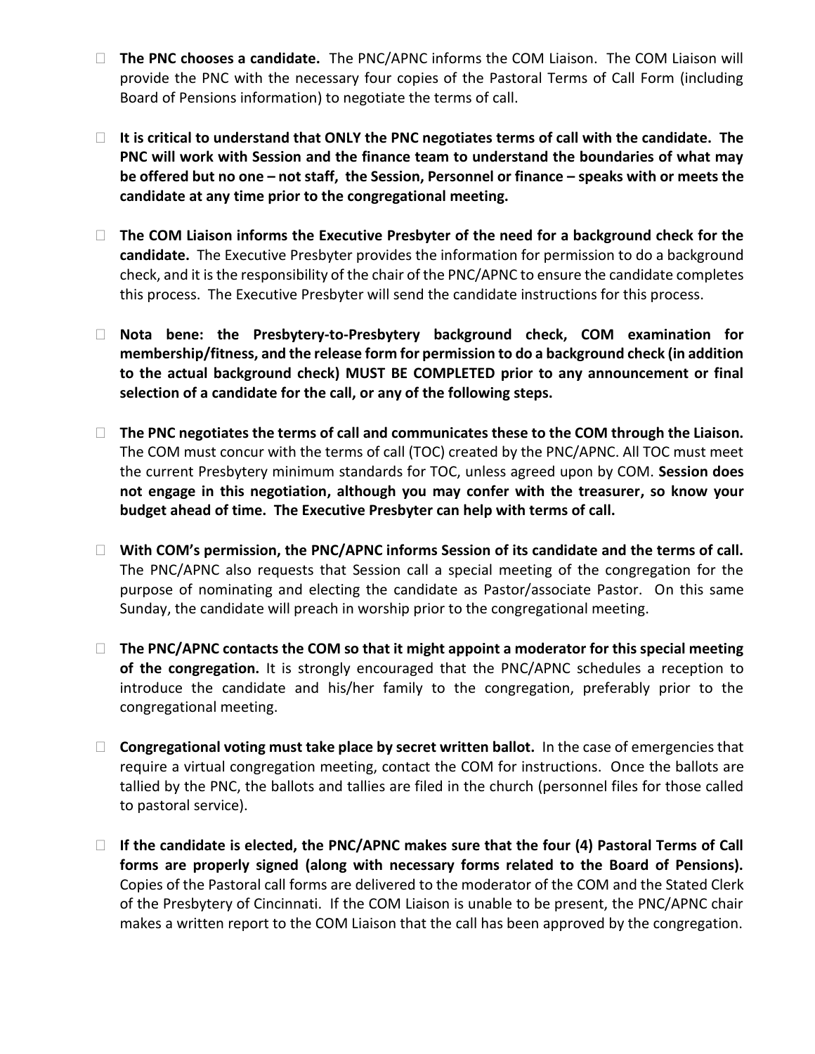- **The PNC chooses a candidate.** The PNC/APNC informs the COM Liaison. The COM Liaison will provide the PNC with the necessary four copies of the Pastoral Terms of Call Form (including Board of Pensions information) to negotiate the terms of call.

- **It is critical to understand that ONLY the PNC negotiates terms of call with the candidate. The PNC will work with Session and the finance team to understand the boundaries of what may be offered but no one – not staff, the Session, Personnel or finance – speaks with or meets the candidate at any time prior to the congregational meeting.**

- **The COM Liaison informs the Executive Presbyter of the need for a background check for the candidate.** The Executive Presbyter provides the information for permission to do a background check, and it is the responsibility of the chair of the PNC/APNC to ensure the candidate completes this process. The Executive Presbyter will send the candidate instructions for this process.

- **Nota bene: the Presbytery-to-Presbytery background check, COM examination for membership/fitness, and the release form for permission to do a background check (in addition to the actual background check) MUST BE COMPLETED prior to any announcement or final selection of a candidate for the call, or any of the following steps.**

- **The PNC negotiates the terms of call and communicates these to the COM through the Liaison.** The COM must concur with the terms of call (TOC) created by the PNC/APNC. All TOC must meet the current Presbytery minimum standards for TOC, unless agreed upon by COM. **Session does not engage in this negotiation, although you may confer with the treasurer, so know your budget ahead of time. The Executive Presbyter can help with terms of call.**

- **With COM's permission, the PNC/APNC informs Session of its candidate and the terms of call.** The PNC/APNC also requests that Session call a special meeting of the congregation for the purpose of nominating and electing the candidate as Pastor/associate Pastor. On this same Sunday, the candidate will preach in worship prior to the congregational meeting.

- **The PNC/APNC contacts the COM so that it might appoint a moderator for this special meeting of the congregation.** It is strongly encouraged that the PNC/APNC schedules a reception to introduce the candidate and his/her family to the congregation, preferably prior to the congregational meeting.

- **Congregational voting must take place by secret written ballot.** In the case of emergencies that require a virtual congregation meeting, contact the COM for instructions. Once the ballots are tallied by the PNC, the ballots and tallies are filed in the church (personnel files for those called to pastoral service).

- **If the candidate is elected, the PNC/APNC makes sure that the four (4) Pastoral Terms of Call forms are properly signed (along with necessary forms related to the Board of Pensions).** Copies of the Pastoral call forms are delivered to the moderator of the COM and the Stated Clerk of the Presbytery of Cincinnati. If the COM Liaison is unable to be present, the PNC/APNC chair makes a written report to the COM Liaison that the call has been approved by the congregation.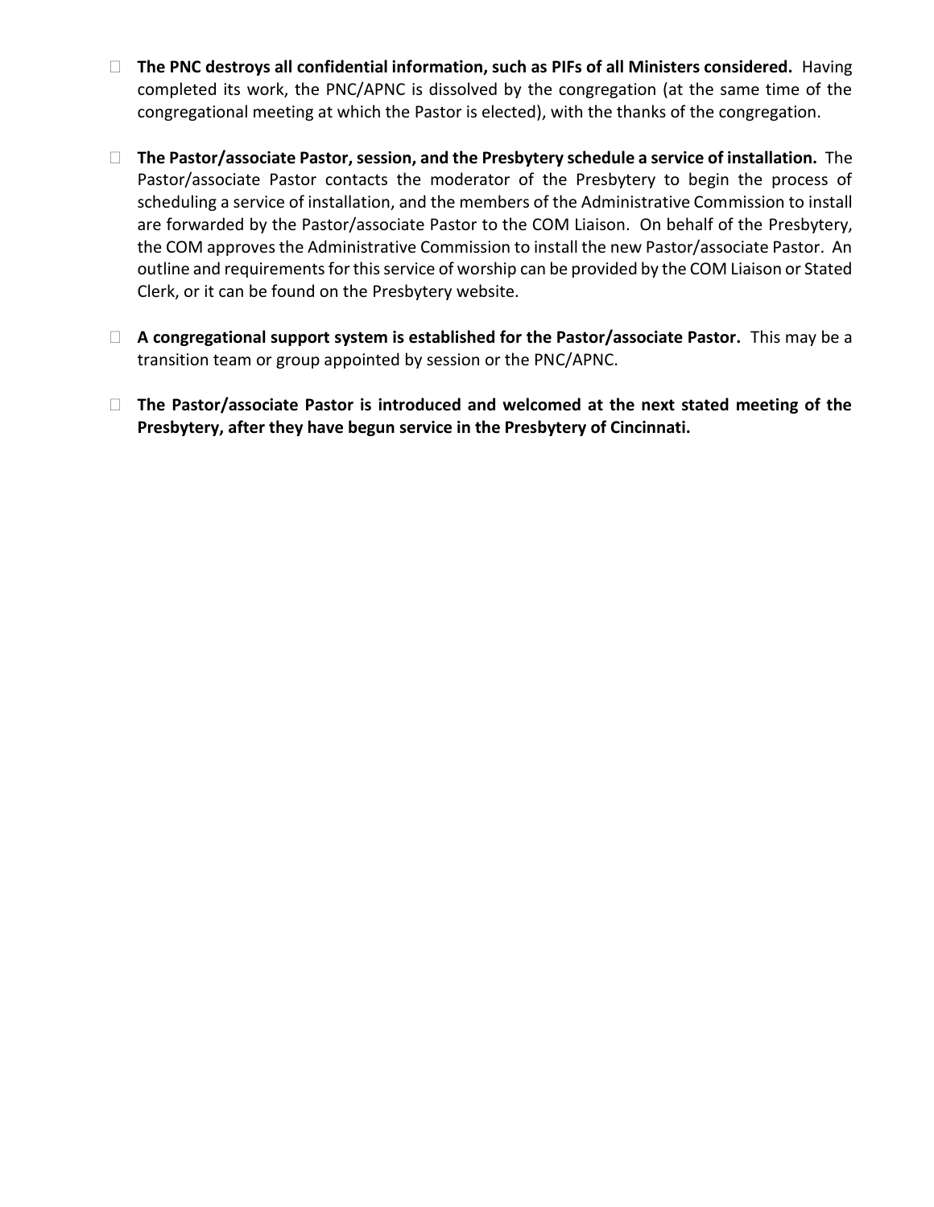- **The PNC destroys all confidential information, such as PIFs of all Ministers considered.** Having completed its work, the PNC/APNC is dissolved by the congregation (at the same time of the congregational meeting at which the Pastor is elected), with the thanks of the congregation.

- **The Pastor/associate Pastor, session, and the Presbytery schedule a service of installation.** The Pastor/associate Pastor contacts the moderator of the Presbytery to begin the process of scheduling a service of installation, and the members of the Administrative Commission to install are forwarded by the Pastor/associate Pastor to the COM Liaison. On behalf of the Presbytery, the COM approves the Administrative Commission to install the new Pastor/associate Pastor. An outline and requirements for this service of worship can be provided by the COM Liaison or Stated Clerk, or it can be found on the Presbytery website.

- **A congregational support system is established for the Pastor/associate Pastor.** This may be a transition team or group appointed by session or the PNC/APNC.

- **The Pastor/associate Pastor is introduced and welcomed at the next stated meeting of the Presbytery, after they have begun service in the Presbytery of Cincinnati.**